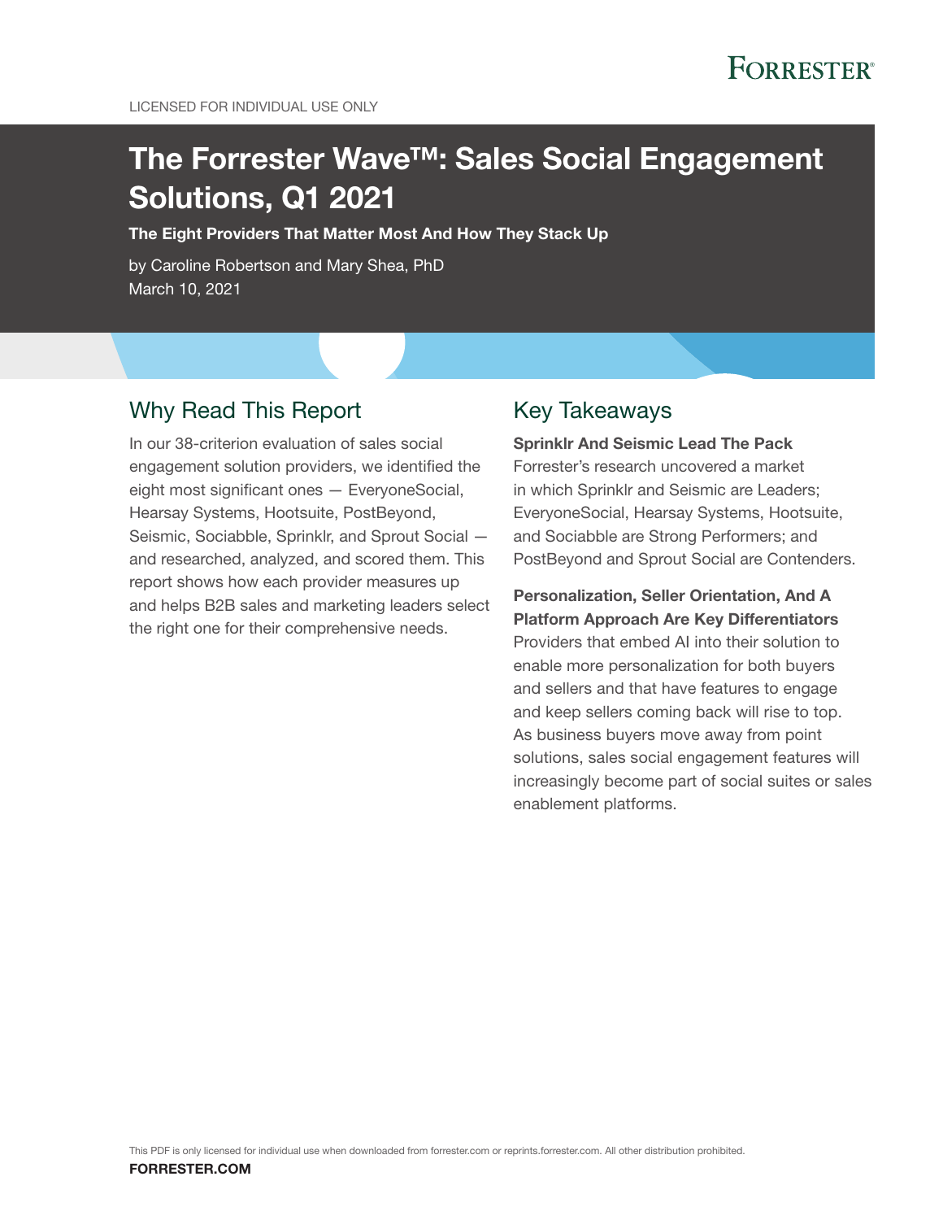LICENSED FOR INDIVIDUAL USE ONLY

# The Forrester Wave™: Sales Social Engagement Solutions, Q1 2021

**The Eight Providers That Matter Most And How They Stack Up**

by Caroline Robertson and Mary Shea, PhD
March 10, 2021

## Why Read This Report

In our 38-criterion evaluation of sales social engagement solution providers, we identified the eight most significant ones — EveryoneSocial, Hearsay Systems, Hootsuite, PostBeyond, Seismic, Sociabble, Sprinklr, and Sprout Social — and researched, analyzed, and scored them. This report shows how each provider measures up and helps B2B sales and marketing leaders select the right one for their comprehensive needs.

## Key Takeaways

**Sprinklr And Seismic Lead The Pack**
Forrester's research uncovered a market in which Sprinklr and Seismic are Leaders; EveryoneSocial, Hearsay Systems, Hootsuite, and Sociabble are Strong Performers; and PostBeyond and Sprout Social are Contenders.

**Personalization, Seller Orientation, And A Platform Approach Are Key Differentiators**
Providers that embed AI into their solution to enable more personalization for both buyers and sellers and that have features to engage and keep sellers coming back will rise to top. As business buyers move away from point solutions, sales social engagement features will increasingly become part of social suites or sales enablement platforms.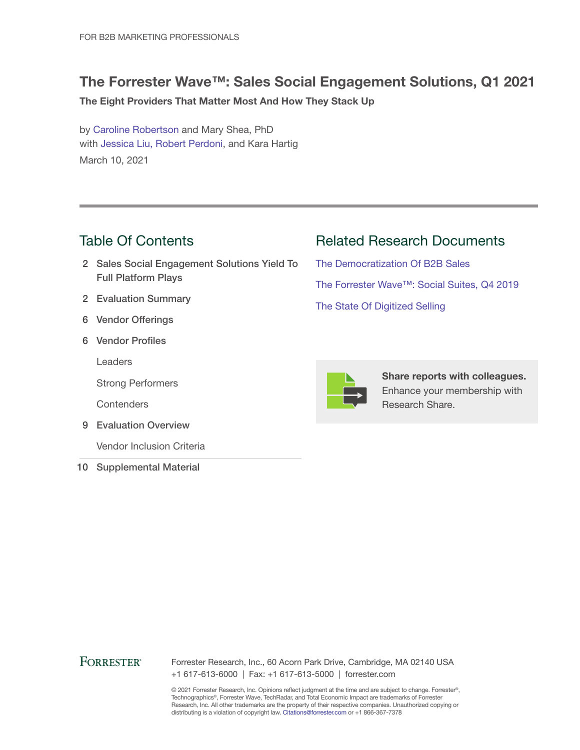FOR B2B MARKETING PROFESSIONALS

# The Forrester Wave™: Sales Social Engagement Solutions, Q1 2021

**The Eight Providers That Matter Most And How They Stack Up**

by Caroline Robertson and Mary Shea, PhD
with Jessica Liu, Robert Perdoni, and Kara Hartig
March 10, 2021

## Table Of Contents

- 2 Sales Social Engagement Solutions Yield To Full Platform Plays
- 2 Evaluation Summary
- 6 Vendor Offerings
- 6 Vendor Profiles
  - Leaders
  - Strong Performers
  - Contenders
- 9 Evaluation Overview
  - Vendor Inclusion Criteria
- 10 Supplemental Material

## Related Research Documents

The Democratization Of B2B Sales

The Forrester Wave™: Social Suites, Q4 2019

The State Of Digitized Selling

**Share reports with colleagues.** Enhance your membership with Research Share.

FORRESTER®

Forrester Research, Inc., 60 Acorn Park Drive, Cambridge, MA 02140 USA
+1 617-613-6000 | Fax: +1 617-613-5000 | forrester.com

© 2021 Forrester Research, Inc. Opinions reflect judgment at the time and are subject to change. Forrester®, Technographics®, Forrester Wave, TechRadar, and Total Economic Impact are trademarks of Forrester Research, Inc. All other trademarks are the property of their respective companies. Unauthorized copying or distributing is a violation of copyright law. Citations@forrester.com or +1 866-367-7378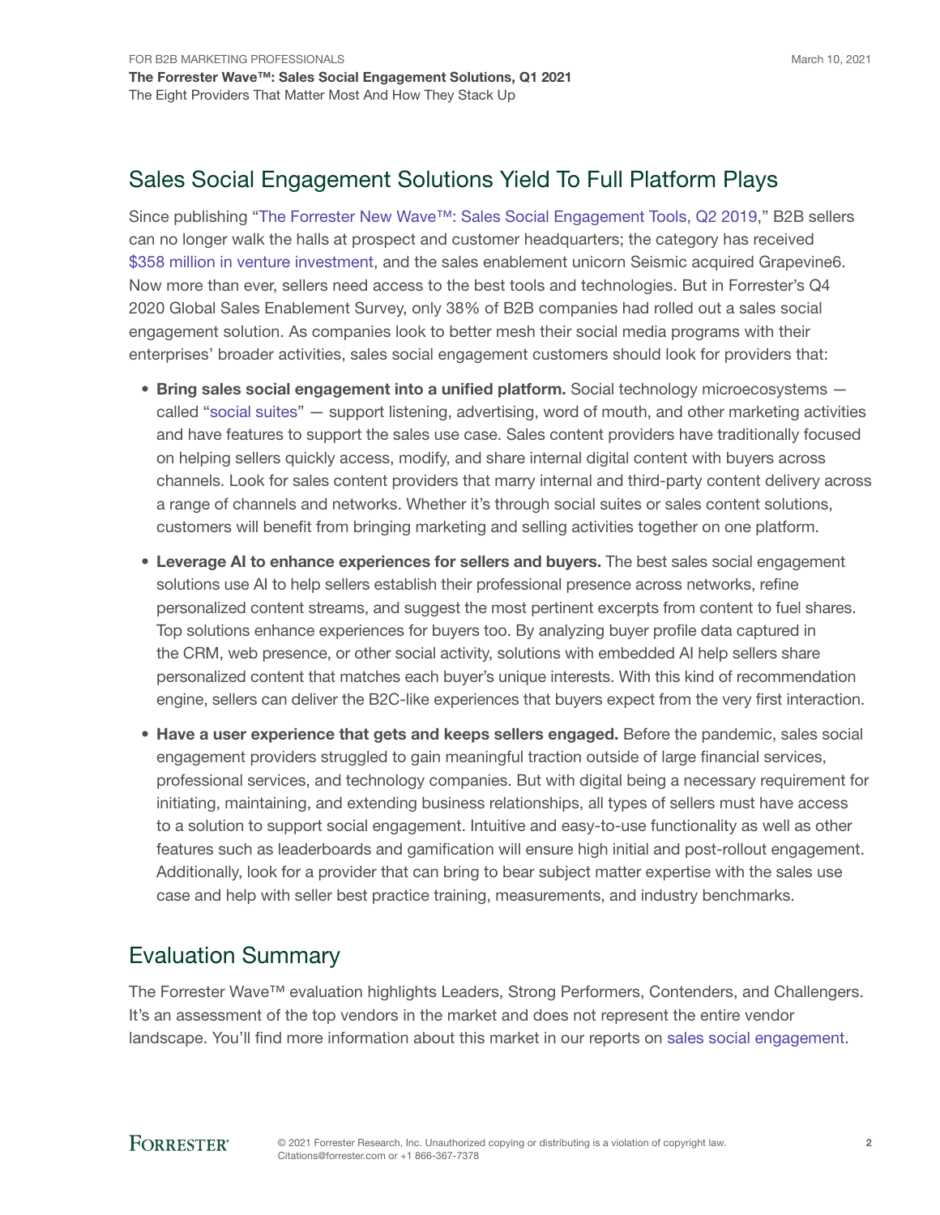## Sales Social Engagement Solutions Yield To Full Platform Plays

Since publishing "The Forrester New Wave™: Sales Social Engagement Tools, Q2 2019," B2B sellers can no longer walk the halls at prospect and customer headquarters; the category has received $358 million in venture investment, and the sales enablement unicorn Seismic acquired Grapevine6. Now more than ever, sellers need access to the best tools and technologies. But in Forrester's Q4 2020 Global Sales Enablement Survey, only 38% of B2B companies had rolled out a sales social engagement solution. As companies look to better mesh their social media programs with their enterprises' broader activities, sales social engagement customers should look for providers that:

- **Bring sales social engagement into a unified platform.** Social technology microecosystems — called "social suites" — support listening, advertising, word of mouth, and other marketing activities and have features to support the sales use case. Sales content providers have traditionally focused on helping sellers quickly access, modify, and share internal digital content with buyers across channels. Look for sales content providers that marry internal and third-party content delivery across a range of channels and networks. Whether it's through social suites or sales content solutions, customers will benefit from bringing marketing and selling activities together on one platform.
- **Leverage AI to enhance experiences for sellers and buyers.** The best sales social engagement solutions use AI to help sellers establish their professional presence across networks, refine personalized content streams, and suggest the most pertinent excerpts from content to fuel shares. Top solutions enhance experiences for buyers too. By analyzing buyer profile data captured in the CRM, web presence, or other social activity, solutions with embedded AI help sellers share personalized content that matches each buyer's unique interests. With this kind of recommendation engine, sellers can deliver the B2C-like experiences that buyers expect from the very first interaction.
- **Have a user experience that gets and keeps sellers engaged.** Before the pandemic, sales social engagement providers struggled to gain meaningful traction outside of large financial services, professional services, and technology companies. But with digital being a necessary requirement for initiating, maintaining, and extending business relationships, all types of sellers must have access to a solution to support social engagement. Intuitive and easy-to-use functionality as well as other features such as leaderboards and gamification will ensure high initial and post-rollout engagement. Additionally, look for a provider that can bring to bear subject matter expertise with the sales use case and help with seller best practice training, measurements, and industry benchmarks.

## Evaluation Summary

The Forrester Wave™ evaluation highlights Leaders, Strong Performers, Contenders, and Challengers. It's an assessment of the top vendors in the market and does not represent the entire vendor landscape. You'll find more information about this market in our reports on sales social engagement.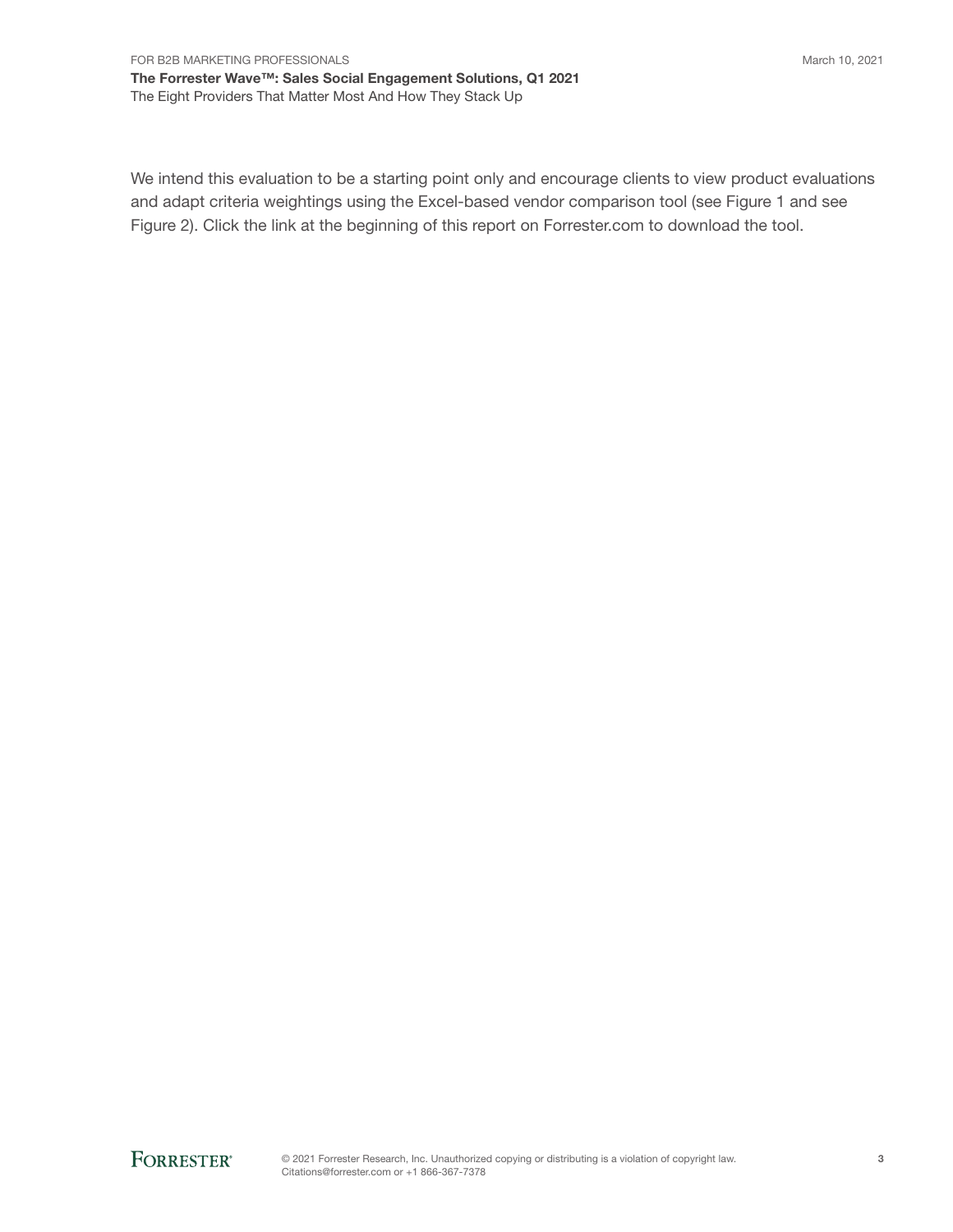We intend this evaluation to be a starting point only and encourage clients to view product evaluations and adapt criteria weightings using the Excel-based vendor comparison tool (see Figure 1 and see Figure 2). Click the link at the beginning of this report on Forrester.com to download the tool.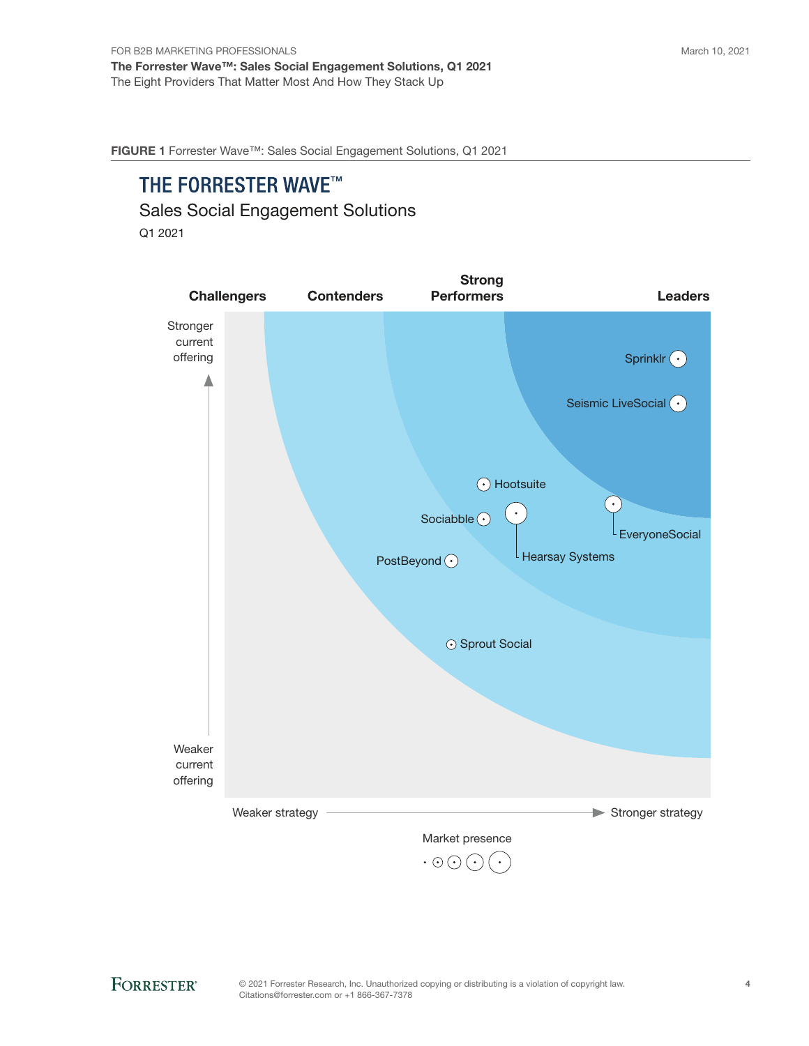**FIGURE 1** Forrester Wave™: Sales Social Engagement Solutions, Q1 2021

# THE FORRESTER WAVE™

Sales Social Engagement Solutions

Q1 2021

Challengers | Contenders | Strong Performers | Leaders

Stronger current offering

Weaker current offering

Weaker strategy → Stronger strategy

Sprinklr

Seismic LiveSocial

Hootsuite

Sociabble

Hearsay Systems

EveryoneSocial

PostBeyond

Sprout Social

Market presence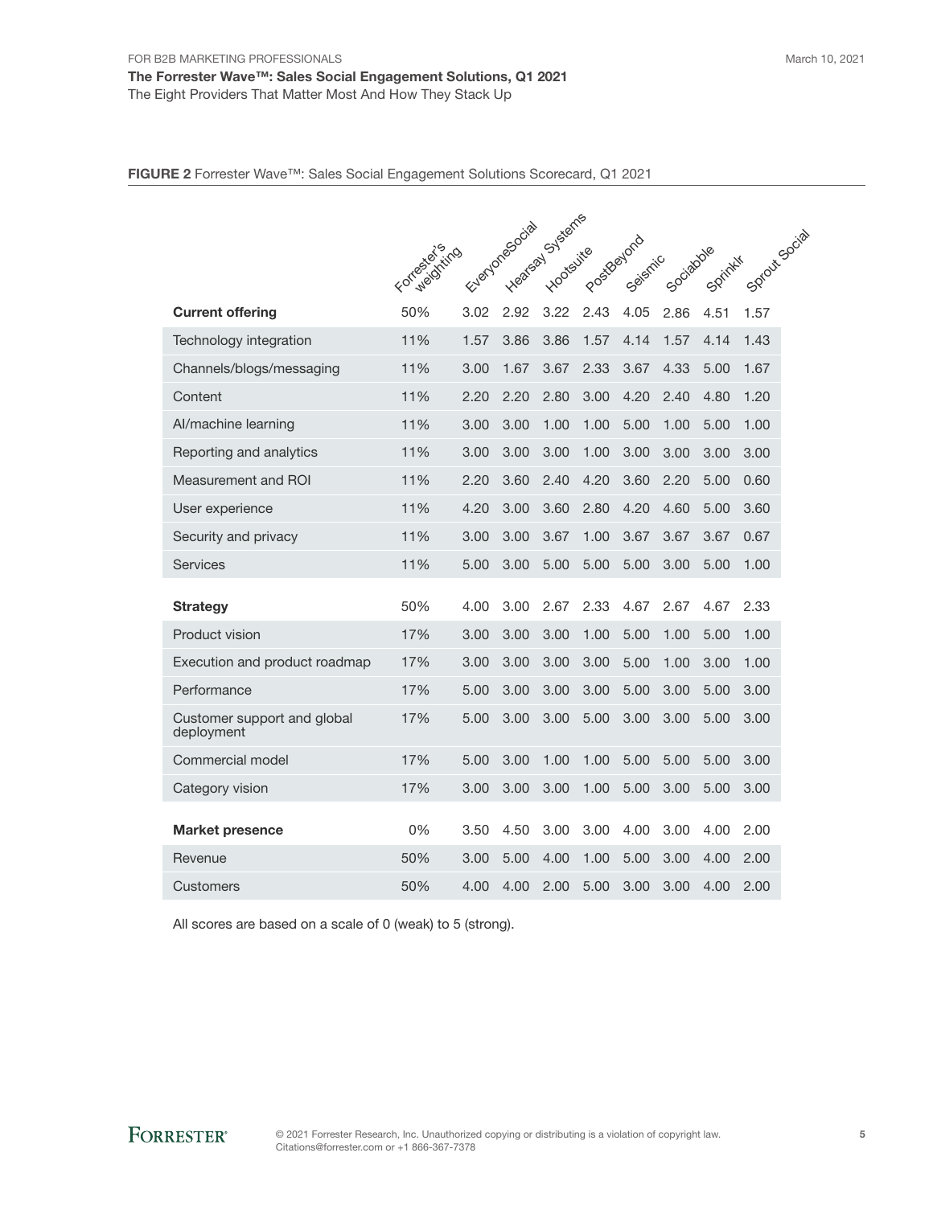**FIGURE 2** Forrester Wave™: Sales Social Engagement Solutions Scorecard, Q1 2021

| | Forrester's weighting | EveryoneSocial | Hearsay Systems | Hootsuite | PostBeyond | Seismic | Sociabble | Sprinklr | Sprout Social |
|---|---|---|---|---|---|---|---|---|---|
| **Current offering** | 50% | 3.02 | 2.92 | 3.22 | 2.43 | 4.05 | 2.86 | 4.51 | 1.57 |
| Technology integration | 11% | 1.57 | 3.86 | 3.86 | 1.57 | 4.14 | 1.57 | 4.14 | 1.43 |
| Channels/blogs/messaging | 11% | 3.00 | 1.67 | 3.67 | 2.33 | 3.67 | 4.33 | 5.00 | 1.67 |
| Content | 11% | 2.20 | 2.20 | 2.80 | 3.00 | 4.20 | 2.40 | 4.80 | 1.20 |
| AI/machine learning | 11% | 3.00 | 3.00 | 1.00 | 1.00 | 5.00 | 1.00 | 5.00 | 1.00 |
| Reporting and analytics | 11% | 3.00 | 3.00 | 3.00 | 1.00 | 3.00 | 3.00 | 3.00 | 3.00 |
| Measurement and ROI | 11% | 2.20 | 3.60 | 2.40 | 4.20 | 3.60 | 2.20 | 5.00 | 0.60 |
| User experience | 11% | 4.20 | 3.00 | 3.60 | 2.80 | 4.20 | 4.60 | 5.00 | 3.60 |
| Security and privacy | 11% | 3.00 | 3.00 | 3.67 | 1.00 | 3.67 | 3.67 | 3.67 | 0.67 |
| Services | 11% | 5.00 | 3.00 | 5.00 | 5.00 | 5.00 | 3.00 | 5.00 | 1.00 |
| **Strategy** | 50% | 4.00 | 3.00 | 2.67 | 2.33 | 4.67 | 2.67 | 4.67 | 2.33 |
| Product vision | 17% | 3.00 | 3.00 | 3.00 | 1.00 | 5.00 | 1.00 | 5.00 | 1.00 |
| Execution and product roadmap | 17% | 3.00 | 3.00 | 3.00 | 3.00 | 5.00 | 1.00 | 3.00 | 1.00 |
| Performance | 17% | 5.00 | 3.00 | 3.00 | 3.00 | 5.00 | 3.00 | 5.00 | 3.00 |
| Customer support and global deployment | 17% | 5.00 | 3.00 | 3.00 | 5.00 | 3.00 | 3.00 | 5.00 | 3.00 |
| Commercial model | 17% | 5.00 | 3.00 | 1.00 | 1.00 | 5.00 | 5.00 | 5.00 | 3.00 |
| Category vision | 17% | 3.00 | 3.00 | 3.00 | 1.00 | 5.00 | 3.00 | 5.00 | 3.00 |
| **Market presence** | 0% | 3.50 | 4.50 | 3.00 | 3.00 | 4.00 | 3.00 | 4.00 | 2.00 |
| Revenue | 50% | 3.00 | 5.00 | 4.00 | 1.00 | 5.00 | 3.00 | 4.00 | 2.00 |
| Customers | 50% | 4.00 | 4.00 | 2.00 | 5.00 | 3.00 | 3.00 | 4.00 | 2.00 |

All scores are based on a scale of 0 (weak) to 5 (strong).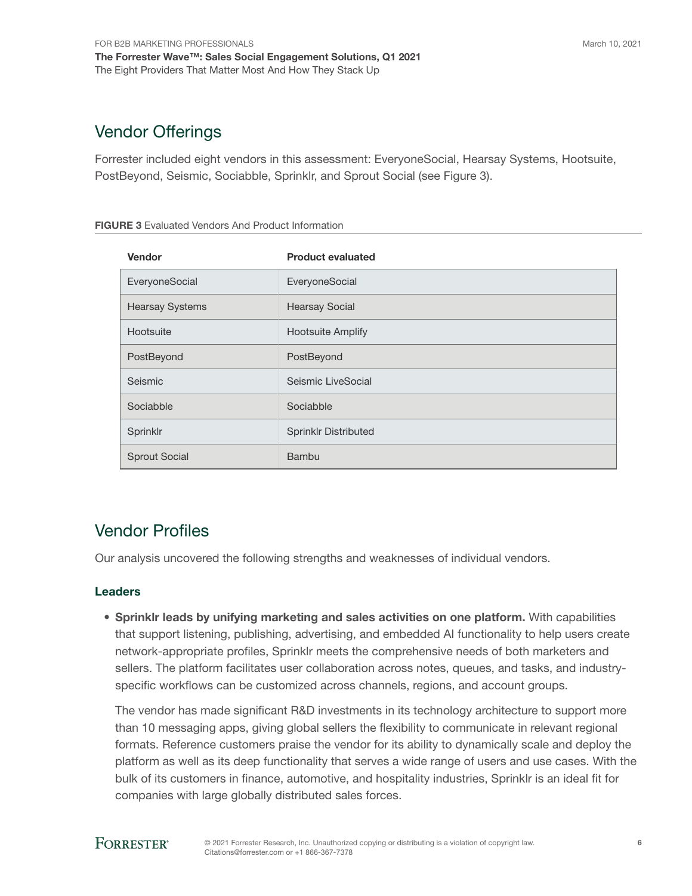## Vendor Offerings

Forrester included eight vendors in this assessment: EveryoneSocial, Hearsay Systems, Hootsuite, PostBeyond, Seismic, Sociabble, Sprinklr, and Sprout Social (see Figure 3).

**FIGURE 3** Evaluated Vendors And Product Information

| Vendor | Product evaluated |
|---|---|
| EveryoneSocial | EveryoneSocial |
| Hearsay Systems | Hearsay Social |
| Hootsuite | Hootsuite Amplify |
| PostBeyond | PostBeyond |
| Seismic | Seismic LiveSocial |
| Sociabble | Sociabble |
| Sprinklr | Sprinklr Distributed |
| Sprout Social | Bambu |

## Vendor Profiles

Our analysis uncovered the following strengths and weaknesses of individual vendors.

### Leaders

- **Sprinklr leads by unifying marketing and sales activities on one platform.** With capabilities that support listening, publishing, advertising, and embedded AI functionality to help users create network-appropriate profiles, Sprinklr meets the comprehensive needs of both marketers and sellers. The platform facilitates user collaboration across notes, queues, and tasks, and industry-specific workflows can be customized across channels, regions, and account groups.

  The vendor has made significant R&D investments in its technology architecture to support more than 10 messaging apps, giving global sellers the flexibility to communicate in relevant regional formats. Reference customers praise the vendor for its ability to dynamically scale and deploy the platform as well as its deep functionality that serves a wide range of users and use cases. With the bulk of its customers in finance, automotive, and hospitality industries, Sprinklr is an ideal fit for companies with large globally distributed sales forces.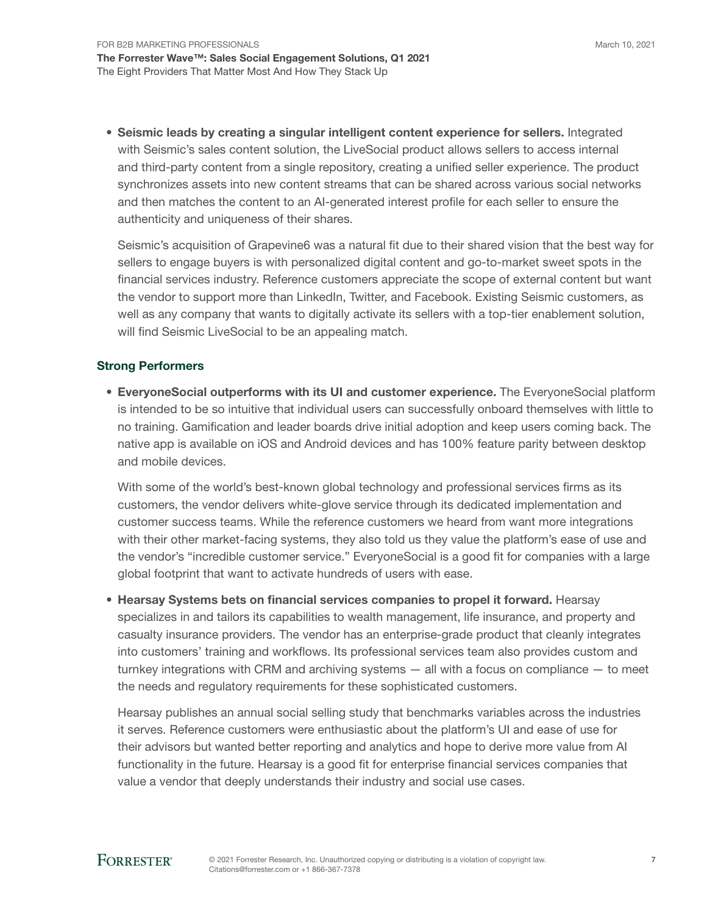- **Seismic leads by creating a singular intelligent content experience for sellers.** Integrated with Seismic's sales content solution, the LiveSocial product allows sellers to access internal and third-party content from a single repository, creating a unified seller experience. The product synchronizes assets into new content streams that can be shared across various social networks and then matches the content to an AI-generated interest profile for each seller to ensure the authenticity and uniqueness of their shares.

  Seismic's acquisition of Grapevine6 was a natural fit due to their shared vision that the best way for sellers to engage buyers is with personalized digital content and go-to-market sweet spots in the financial services industry. Reference customers appreciate the scope of external content but want the vendor to support more than LinkedIn, Twitter, and Facebook. Existing Seismic customers, as well as any company that wants to digitally activate its sellers with a top-tier enablement solution, will find Seismic LiveSocial to be an appealing match.

### Strong Performers

- **EveryoneSocial outperforms with its UI and customer experience.** The EveryoneSocial platform is intended to be so intuitive that individual users can successfully onboard themselves with little to no training. Gamification and leader boards drive initial adoption and keep users coming back. The native app is available on iOS and Android devices and has 100% feature parity between desktop and mobile devices.

  With some of the world's best-known global technology and professional services firms as its customers, the vendor delivers white-glove service through its dedicated implementation and customer success teams. While the reference customers we heard from want more integrations with their other market-facing systems, they also told us they value the platform's ease of use and the vendor's "incredible customer service." EveryoneSocial is a good fit for companies with a large global footprint that want to activate hundreds of users with ease.

- **Hearsay Systems bets on financial services companies to propel it forward.** Hearsay specializes in and tailors its capabilities to wealth management, life insurance, and property and casualty insurance providers. The vendor has an enterprise-grade product that cleanly integrates into customers' training and workflows. Its professional services team also provides custom and turnkey integrations with CRM and archiving systems — all with a focus on compliance — to meet the needs and regulatory requirements for these sophisticated customers.

  Hearsay publishes an annual social selling study that benchmarks variables across the industries it serves. Reference customers were enthusiastic about the platform's UI and ease of use for their advisors but wanted better reporting and analytics and hope to derive more value from AI functionality in the future. Hearsay is a good fit for enterprise financial services companies that value a vendor that deeply understands their industry and social use cases.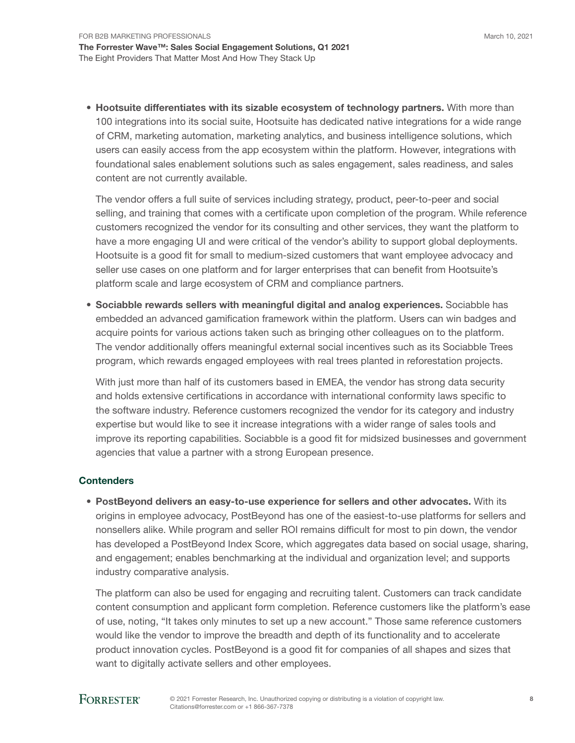- **Hootsuite differentiates with its sizable ecosystem of technology partners.** With more than 100 integrations into its social suite, Hootsuite has dedicated native integrations for a wide range of CRM, marketing automation, marketing analytics, and business intelligence solutions, which users can easily access from the app ecosystem within the platform. However, integrations with foundational sales enablement solutions such as sales engagement, sales readiness, and sales content are not currently available.

  The vendor offers a full suite of services including strategy, product, peer-to-peer and social selling, and training that comes with a certificate upon completion of the program. While reference customers recognized the vendor for its consulting and other services, they want the platform to have a more engaging UI and were critical of the vendor's ability to support global deployments. Hootsuite is a good fit for small to medium-sized customers that want employee advocacy and seller use cases on one platform and for larger enterprises that can benefit from Hootsuite's platform scale and large ecosystem of CRM and compliance partners.

- **Sociabble rewards sellers with meaningful digital and analog experiences.** Sociabble has embedded an advanced gamification framework within the platform. Users can win badges and acquire points for various actions taken such as bringing other colleagues on to the platform. The vendor additionally offers meaningful external social incentives such as its Sociabble Trees program, which rewards engaged employees with real trees planted in reforestation projects.

  With just more than half of its customers based in EMEA, the vendor has strong data security and holds extensive certifications in accordance with international conformity laws specific to the software industry. Reference customers recognized the vendor for its category and industry expertise but would like to see it increase integrations with a wider range of sales tools and improve its reporting capabilities. Sociabble is a good fit for midsized businesses and government agencies that value a partner with a strong European presence.

### Contenders

- **PostBeyond delivers an easy-to-use experience for sellers and other advocates.** With its origins in employee advocacy, PostBeyond has one of the easiest-to-use platforms for sellers and nonsellers alike. While program and seller ROI remains difficult for most to pin down, the vendor has developed a PostBeyond Index Score, which aggregates data based on social usage, sharing, and engagement; enables benchmarking at the individual and organization level; and supports industry comparative analysis.

  The platform can also be used for engaging and recruiting talent. Customers can track candidate content consumption and applicant form completion. Reference customers like the platform's ease of use, noting, "It takes only minutes to set up a new account." Those same reference customers would like the vendor to improve the breadth and depth of its functionality and to accelerate product innovation cycles. PostBeyond is a good fit for companies of all shapes and sizes that want to digitally activate sellers and other employees.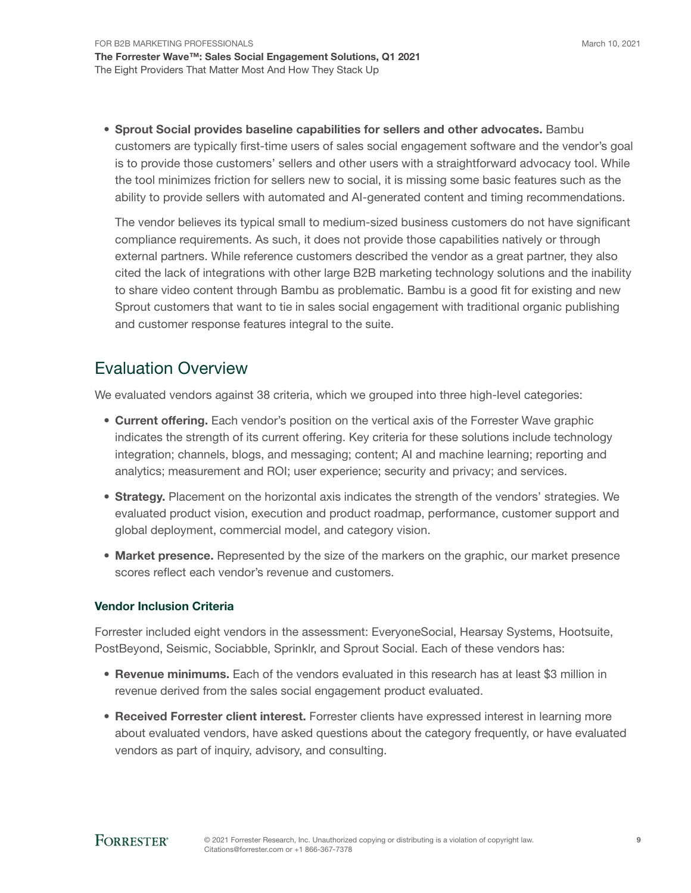- **Sprout Social provides baseline capabilities for sellers and other advocates.** Bambu customers are typically first-time users of sales social engagement software and the vendor's goal is to provide those customers' sellers and other users with a straightforward advocacy tool. While the tool minimizes friction for sellers new to social, it is missing some basic features such as the ability to provide sellers with automated and AI-generated content and timing recommendations.

  The vendor believes its typical small to medium-sized business customers do not have significant compliance requirements. As such, it does not provide those capabilities natively or through external partners. While reference customers described the vendor as a great partner, they also cited the lack of integrations with other large B2B marketing technology solutions and the inability to share video content through Bambu as problematic. Bambu is a good fit for existing and new Sprout customers that want to tie in sales social engagement with traditional organic publishing and customer response features integral to the suite.

## Evaluation Overview

We evaluated vendors against 38 criteria, which we grouped into three high-level categories:

- **Current offering.** Each vendor's position on the vertical axis of the Forrester Wave graphic indicates the strength of its current offering. Key criteria for these solutions include technology integration; channels, blogs, and messaging; content; AI and machine learning; reporting and analytics; measurement and ROI; user experience; security and privacy; and services.
- **Strategy.** Placement on the horizontal axis indicates the strength of the vendors' strategies. We evaluated product vision, execution and product roadmap, performance, customer support and global deployment, commercial model, and category vision.
- **Market presence.** Represented by the size of the markers on the graphic, our market presence scores reflect each vendor's revenue and customers.

### Vendor Inclusion Criteria

Forrester included eight vendors in the assessment: EveryoneSocial, Hearsay Systems, Hootsuite, PostBeyond, Seismic, Sociabble, Sprinklr, and Sprout Social. Each of these vendors has:

- **Revenue minimums.** Each of the vendors evaluated in this research has at least $3 million in revenue derived from the sales social engagement product evaluated.
- **Received Forrester client interest.** Forrester clients have expressed interest in learning more about evaluated vendors, have asked questions about the category frequently, or have evaluated vendors as part of inquiry, advisory, and consulting.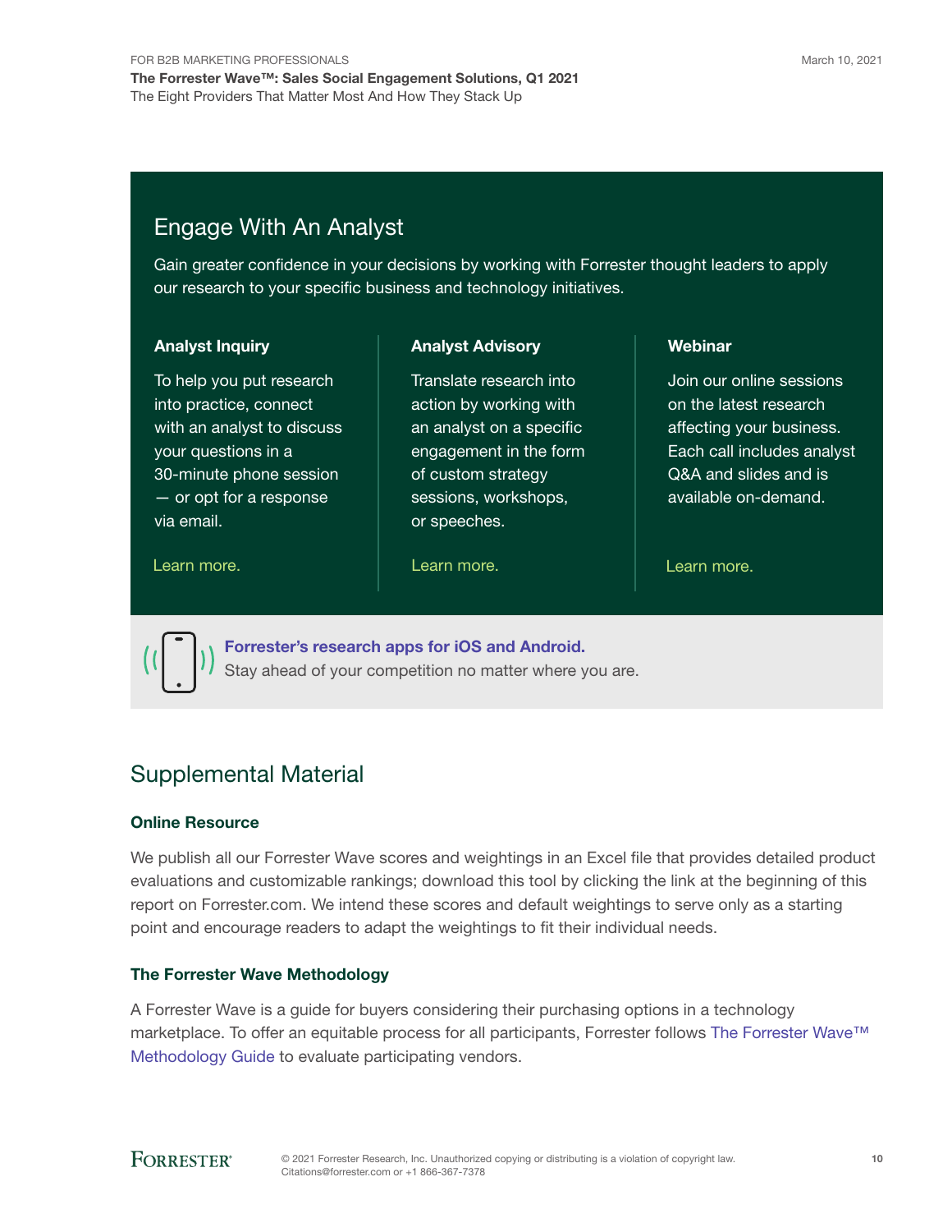## Engage With An Analyst

Gain greater confidence in your decisions by working with Forrester thought leaders to apply our research to your specific business and technology initiatives.

**Analyst Inquiry**

To help you put research into practice, connect with an analyst to discuss your questions in a 30-minute phone session — or opt for a response via email.

Learn more.

**Analyst Advisory**

Translate research into action by working with an analyst on a specific engagement in the form of custom strategy sessions, workshops, or speeches.

Learn more.

**Webinar**

Join our online sessions on the latest research affecting your business. Each call includes analyst Q&A and slides and is available on-demand.

Learn more.

**Forrester's research apps for iOS and Android.**
Stay ahead of your competition no matter where you are.

## Supplemental Material

### Online Resource

We publish all our Forrester Wave scores and weightings in an Excel file that provides detailed product evaluations and customizable rankings; download this tool by clicking the link at the beginning of this report on Forrester.com. We intend these scores and default weightings to serve only as a starting point and encourage readers to adapt the weightings to fit their individual needs.

### The Forrester Wave Methodology

A Forrester Wave is a guide for buyers considering their purchasing options in a technology marketplace. To offer an equitable process for all participants, Forrester follows The Forrester Wave™ Methodology Guide to evaluate participating vendors.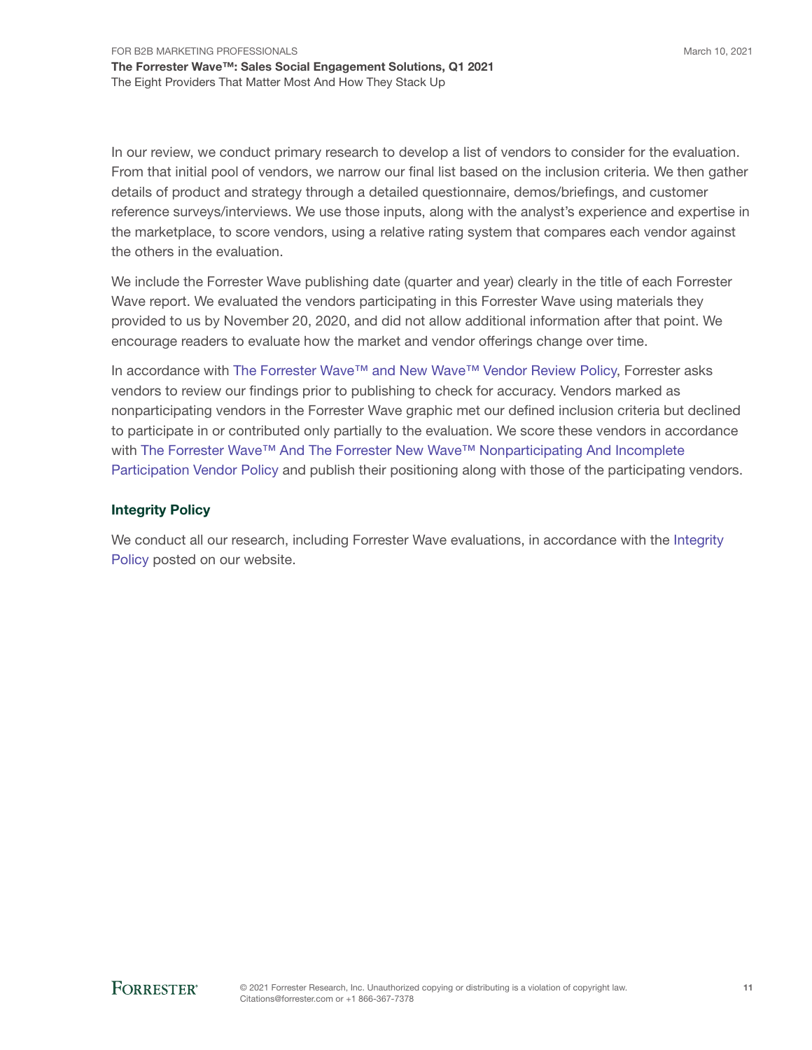In our review, we conduct primary research to develop a list of vendors to consider for the evaluation. From that initial pool of vendors, we narrow our final list based on the inclusion criteria. We then gather details of product and strategy through a detailed questionnaire, demos/briefings, and customer reference surveys/interviews. We use those inputs, along with the analyst's experience and expertise in the marketplace, to score vendors, using a relative rating system that compares each vendor against the others in the evaluation.

We include the Forrester Wave publishing date (quarter and year) clearly in the title of each Forrester Wave report. We evaluated the vendors participating in this Forrester Wave using materials they provided to us by November 20, 2020, and did not allow additional information after that point. We encourage readers to evaluate how the market and vendor offerings change over time.

In accordance with The Forrester Wave™ and New Wave™ Vendor Review Policy, Forrester asks vendors to review our findings prior to publishing to check for accuracy. Vendors marked as nonparticipating vendors in the Forrester Wave graphic met our defined inclusion criteria but declined to participate in or contributed only partially to the evaluation. We score these vendors in accordance with The Forrester Wave™ And The Forrester New Wave™ Nonparticipating And Incomplete Participation Vendor Policy and publish their positioning along with those of the participating vendors.

## Integrity Policy

We conduct all our research, including Forrester Wave evaluations, in accordance with the Integrity Policy posted on our website.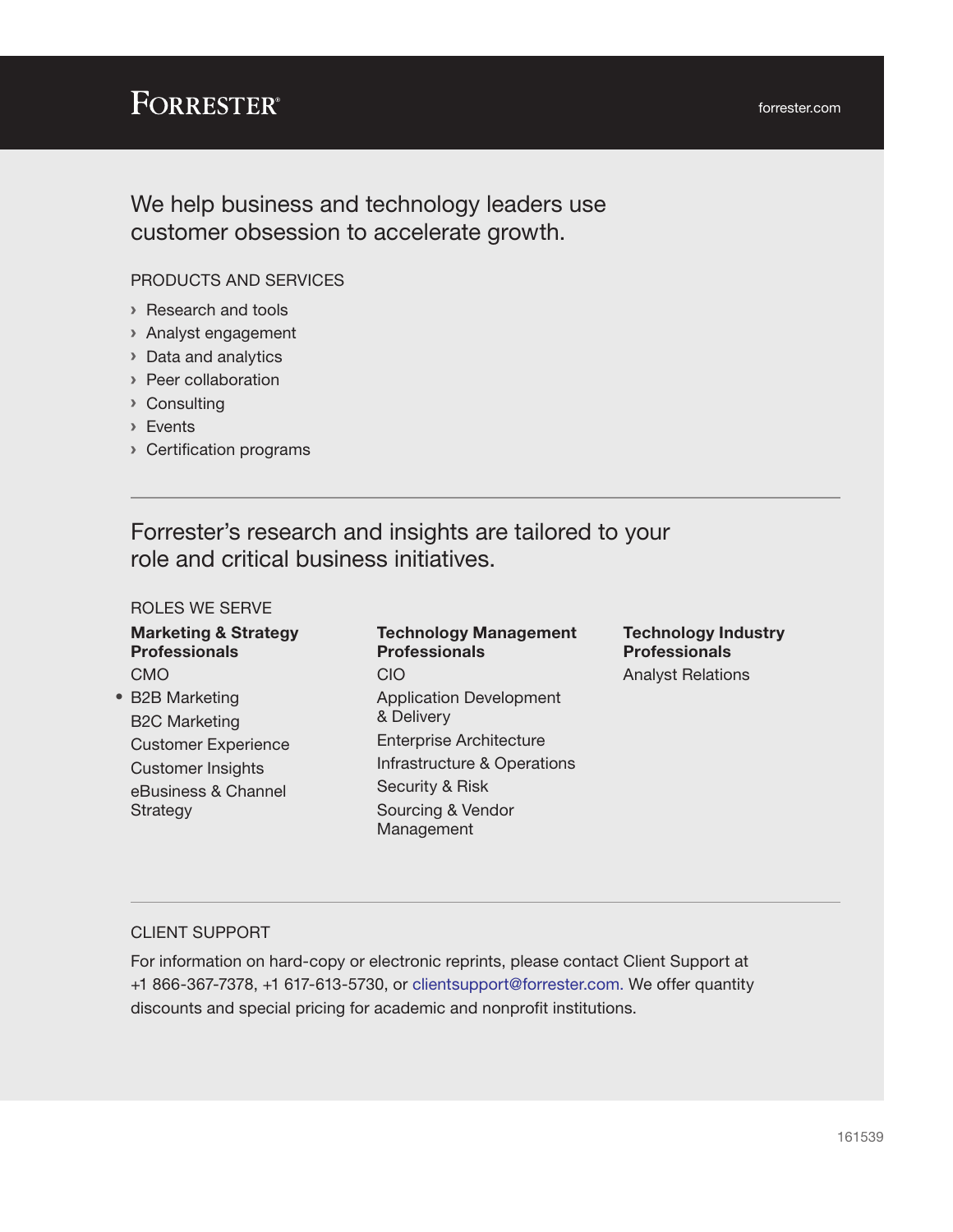# FORRESTER®

forrester.com

## We help business and technology leaders use customer obsession to accelerate growth.

PRODUCTS AND SERVICES

- Research and tools
- Analyst engagement
- Data and analytics
- Peer collaboration
- Consulting
- Events
- Certification programs

---

## Forrester's research and insights are tailored to your role and critical business initiatives.

ROLES WE SERVE

**Marketing & Strategy Professionals**

CMO
- B2B Marketing

B2C Marketing
Customer Experience
Customer Insights
eBusiness & Channel Strategy

**Technology Management Professionals**

CIO
Application Development & Delivery
Enterprise Architecture
Infrastructure & Operations
Security & Risk
Sourcing & Vendor Management

**Technology Industry Professionals**

Analyst Relations

---

CLIENT SUPPORT

For information on hard-copy or electronic reprints, please contact Client Support at +1 866-367-7378, +1 617-613-5730, or clientsupport@forrester.com. We offer quantity discounts and special pricing for academic and nonprofit institutions.

161539